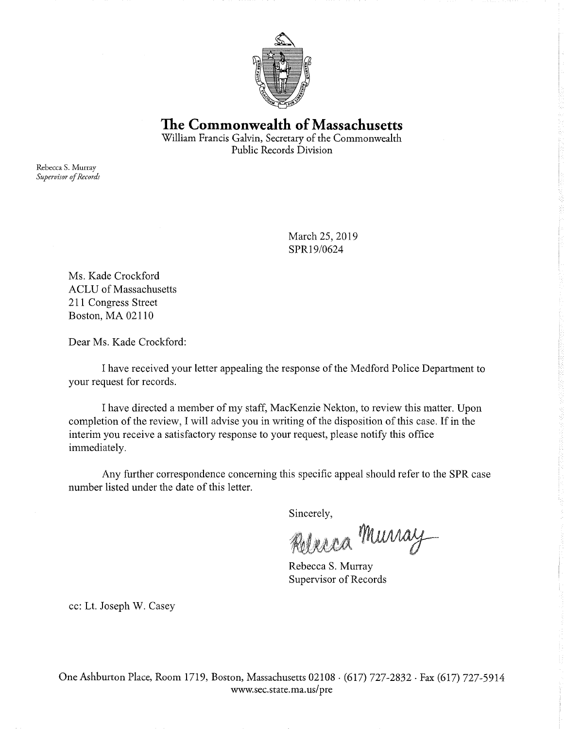# The Commonwealth of Massachusetts

William Francis Galvin, Secretary of the Commonwealth
Public Records Division

Rebecca S. Murray
*Supervisor of Records*

March 25, 2019
SPR19/0624

Ms. Kade Crockford
ACLU of Massachusetts
211 Congress Street
Boston, MA 02110

Dear Ms. Kade Crockford:

I have received your letter appealing the response of the Medford Police Department to your request for records.

I have directed a member of my staff, MacKenzie Nekton, to review this matter. Upon completion of the review, I will advise you in writing of the disposition of this case. If in the interim you receive a satisfactory response to your request, please notify this office immediately.

Any further correspondence concerning this specific appeal should refer to the SPR case number listed under the date of this letter.

Sincerely,

Rebecca Murray

Rebecca S. Murray
Supervisor of Records

cc: Lt. Joseph W. Casey

One Ashburton Place, Room 1719, Boston, Massachusetts 02108 · (617) 727-2832 · Fax (617) 727-5914
www.sec.state.ma.us/pre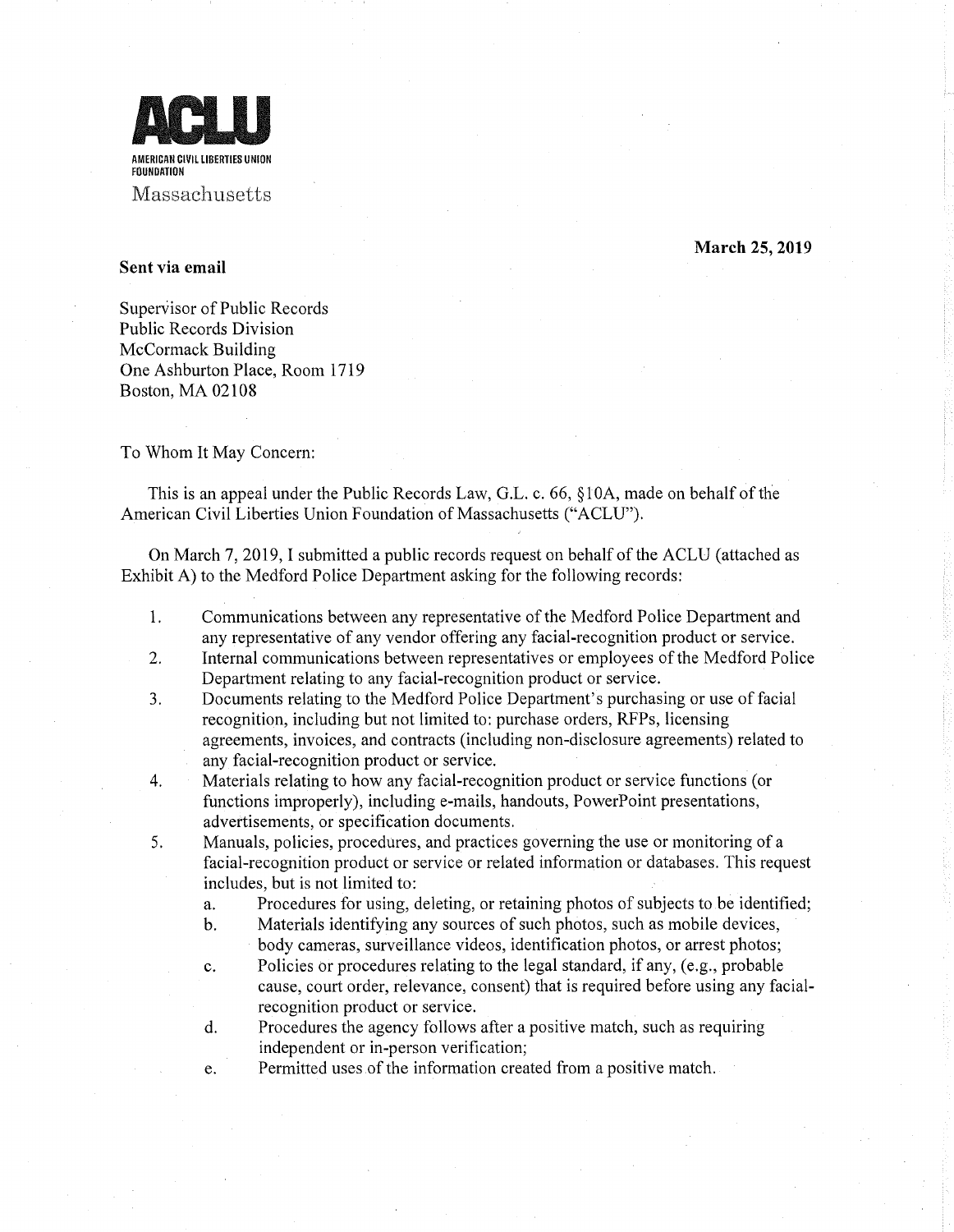**ACLU**

AMERICAN CIVIL LIBERTIES UNION FOUNDATION

Massachusetts

**March 25, 2019**

**Sent via email**

Supervisor of Public Records
Public Records Division
McCormack Building
One Ashburton Place, Room 1719
Boston, MA 02108

To Whom It May Concern:

This is an appeal under the Public Records Law, G.L. c. 66, §10A, made on behalf of the American Civil Liberties Union Foundation of Massachusetts ("ACLU").

On March 7, 2019, I submitted a public records request on behalf of the ACLU (attached as Exhibit A) to the Medford Police Department asking for the following records:

1. Communications between any representative of the Medford Police Department and any representative of any vendor offering any facial-recognition product or service.
2. Internal communications between representatives or employees of the Medford Police Department relating to any facial-recognition product or service.
3. Documents relating to the Medford Police Department's purchasing or use of facial recognition, including but not limited to: purchase orders, RFPs, licensing agreements, invoices, and contracts (including non-disclosure agreements) related to any facial-recognition product or service.
4. Materials relating to how any facial-recognition product or service functions (or functions improperly), including e-mails, handouts, PowerPoint presentations, advertisements, or specification documents.
5. Manuals, policies, procedures, and practices governing the use or monitoring of a facial-recognition product or service or related information or databases. This request includes, but is not limited to:
   a. Procedures for using, deleting, or retaining photos of subjects to be identified;
   b. Materials identifying any sources of such photos, such as mobile devices, body cameras, surveillance videos, identification photos, or arrest photos;
   c. Policies or procedures relating to the legal standard, if any, (e.g., probable cause, court order, relevance, consent) that is required before using any facial-recognition product or service.
   d. Procedures the agency follows after a positive match, such as requiring independent or in-person verification;
   e. Permitted uses of the information created from a positive match.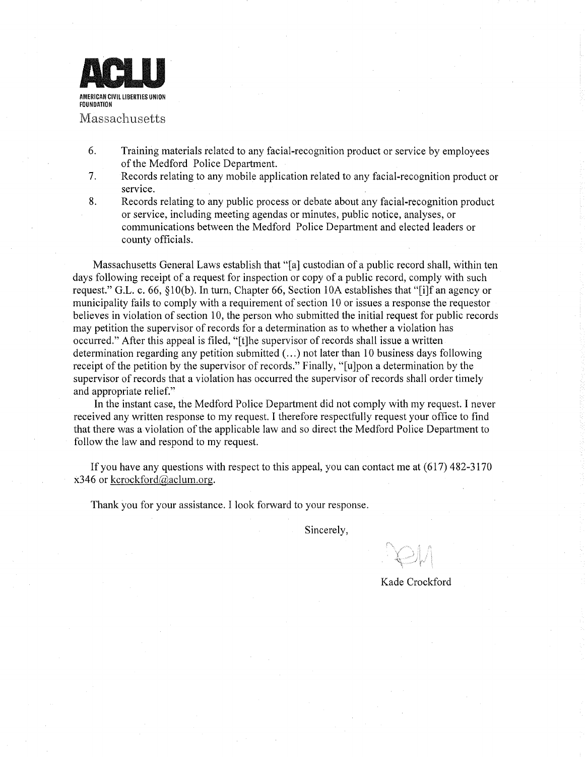**ACLU**

AMERICAN CIVIL LIBERTIES UNION FOUNDATION

Massachusetts

6. Training materials related to any facial-recognition product or service by employees of the Medford Police Department.
7. Records relating to any mobile application related to any facial-recognition product or service.
8. Records relating to any public process or debate about any facial-recognition product or service, including meeting agendas or minutes, public notice, analyses, or communications between the Medford Police Department and elected leaders or county officials.

Massachusetts General Laws establish that "[a] custodian of a public record shall, within ten days following receipt of a request for inspection or copy of a public record, comply with such request." G.L. c. 66, §10(b). In turn, Chapter 66, Section 10A establishes that "[i]f an agency or municipality fails to comply with a requirement of section 10 or issues a response the requestor believes in violation of section 10, the person who submitted the initial request for public records may petition the supervisor of records for a determination as to whether a violation has occurred." After this appeal is filed, "[t]he supervisor of records shall issue a written determination regarding any petition submitted (…) not later than 10 business days following receipt of the petition by the supervisor of records." Finally, "[u]pon a determination by the supervisor of records that a violation has occurred the supervisor of records shall order timely and appropriate relief."

In the instant case, the Medford Police Department did not comply with my request. I never received any written response to my request. I therefore respectfully request your office to find that there was a violation of the applicable law and so direct the Medford Police Department to follow the law and respond to my request.

If you have any questions with respect to this appeal, you can contact me at (617) 482-3170 x346 or kcrockford@aclum.org.

Thank you for your assistance. I look forward to your response.

Sincerely,

Kade Crockford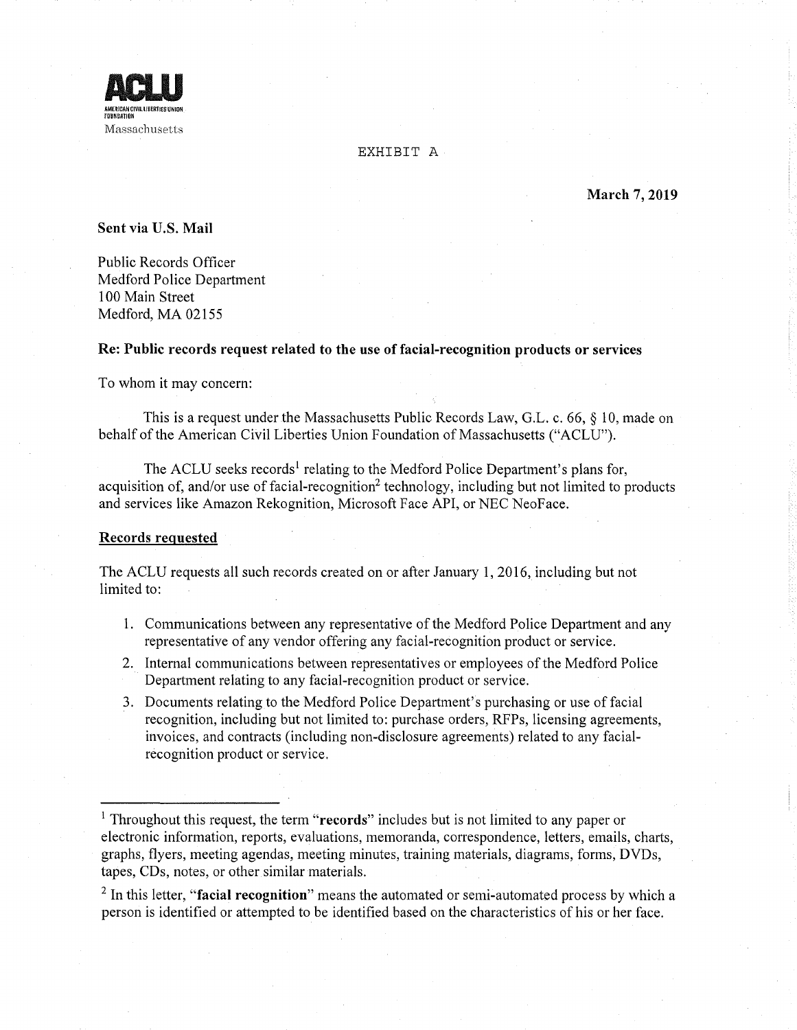**ACLU**
AMERICAN CIVIL LIBERTIES UNION FOUNDATION
Massachusetts

EXHIBIT A

**March 7, 2019**

**Sent via U.S. Mail**

Public Records Officer
Medford Police Department
100 Main Street
Medford, MA 02155

**Re: Public records request related to the use of facial-recognition products or services**

To whom it may concern:

This is a request under the Massachusetts Public Records Law, G.L. c. 66, § 10, made on behalf of the American Civil Liberties Union Foundation of Massachusetts ("ACLU").

The ACLU seeks records[1] relating to the Medford Police Department's plans for, acquisition of, and/or use of facial-recognition[2] technology, including but not limited to products and services like Amazon Rekognition, Microsoft Face API, or NEC NeoFace.

**Records requested**

The ACLU requests all such records created on or after January 1, 2016, including but not limited to:

1. Communications between any representative of the Medford Police Department and any representative of any vendor offering any facial-recognition product or service.
2. Internal communications between representatives or employees of the Medford Police Department relating to any facial-recognition product or service.
3. Documents relating to the Medford Police Department's purchasing or use of facial recognition, including but not limited to: purchase orders, RFPs, licensing agreements, invoices, and contracts (including non-disclosure agreements) related to any facial-recognition product or service.

---

[1] Throughout this request, the term "**records**" includes but is not limited to any paper or electronic information, reports, evaluations, memoranda, correspondence, letters, emails, charts, graphs, flyers, meeting agendas, meeting minutes, training materials, diagrams, forms, DVDs, tapes, CDs, notes, or other similar materials.

[2] In this letter, "**facial recognition**" means the automated or semi-automated process by which a person is identified or attempted to be identified based on the characteristics of his or her face.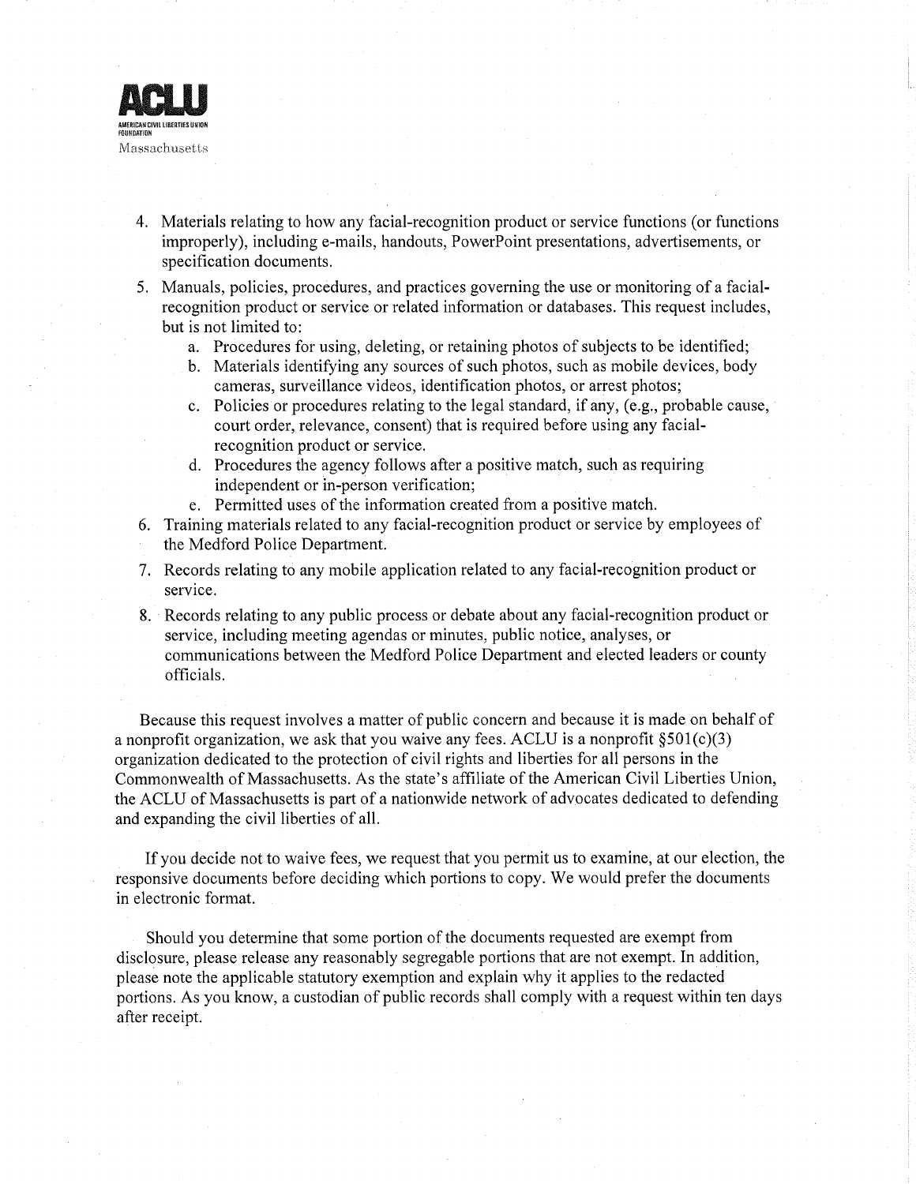4. Materials relating to how any facial-recognition product or service functions (or functions improperly), including e-mails, handouts, PowerPoint presentations, advertisements, or specification documents.
5. Manuals, policies, procedures, and practices governing the use or monitoring of a facial-recognition product or service or related information or databases. This request includes, but is not limited to:
    a. Procedures for using, deleting, or retaining photos of subjects to be identified;
    b. Materials identifying any sources of such photos, such as mobile devices, body cameras, surveillance videos, identification photos, or arrest photos;
    c. Policies or procedures relating to the legal standard, if any, (e.g., probable cause, court order, relevance, consent) that is required before using any facial-recognition product or service.
    d. Procedures the agency follows after a positive match, such as requiring independent or in-person verification;
    e. Permitted uses of the information created from a positive match.
6. Training materials related to any facial-recognition product or service by employees of the Medford Police Department.
7. Records relating to any mobile application related to any facial-recognition product or service.
8. Records relating to any public process or debate about any facial-recognition product or service, including meeting agendas or minutes, public notice, analyses, or communications between the Medford Police Department and elected leaders or county officials.

Because this request involves a matter of public concern and because it is made on behalf of a nonprofit organization, we ask that you waive any fees. ACLU is a nonprofit §501(c)(3) organization dedicated to the protection of civil rights and liberties for all persons in the Commonwealth of Massachusetts. As the state's affiliate of the American Civil Liberties Union, the ACLU of Massachusetts is part of a nationwide network of advocates dedicated to defending and expanding the civil liberties of all.

If you decide not to waive fees, we request that you permit us to examine, at our election, the responsive documents before deciding which portions to copy. We would prefer the documents in electronic format.

Should you determine that some portion of the documents requested are exempt from disclosure, please release any reasonably segregable portions that are not exempt. In addition, please note the applicable statutory exemption and explain why it applies to the redacted portions. As you know, a custodian of public records shall comply with a request within ten days after receipt.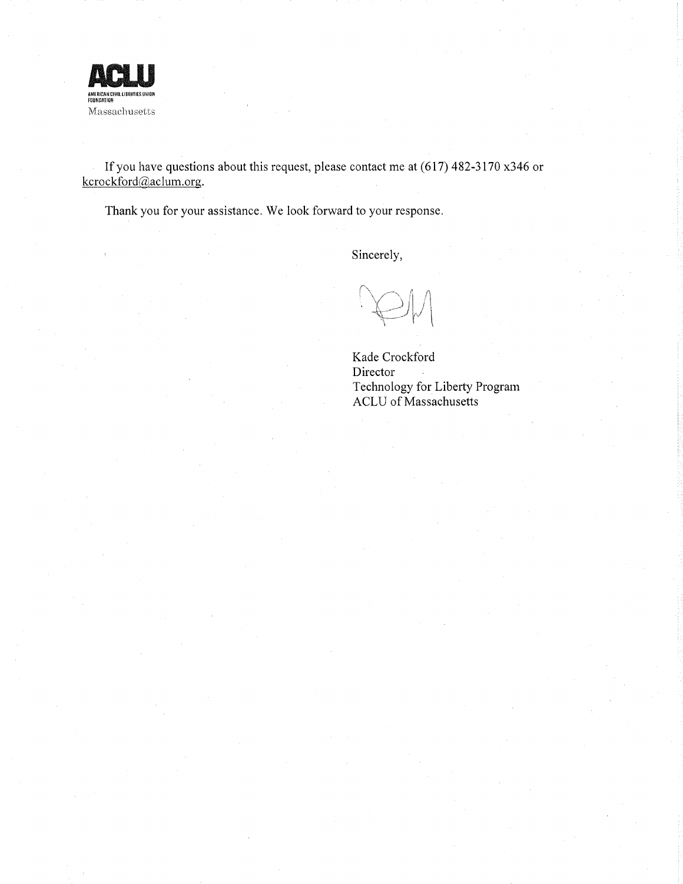ACLU

AMERICAN CIVIL LIBERTIES UNION FOUNDATION

Massachusetts

If you have questions about this request, please contact me at (617) 482-3170 x346 or kcrockford@aclum.org.

Thank you for your assistance. We look forward to your response.

Sincerely,

Kade Crockford
Director
Technology for Liberty Program
ACLU of Massachusetts